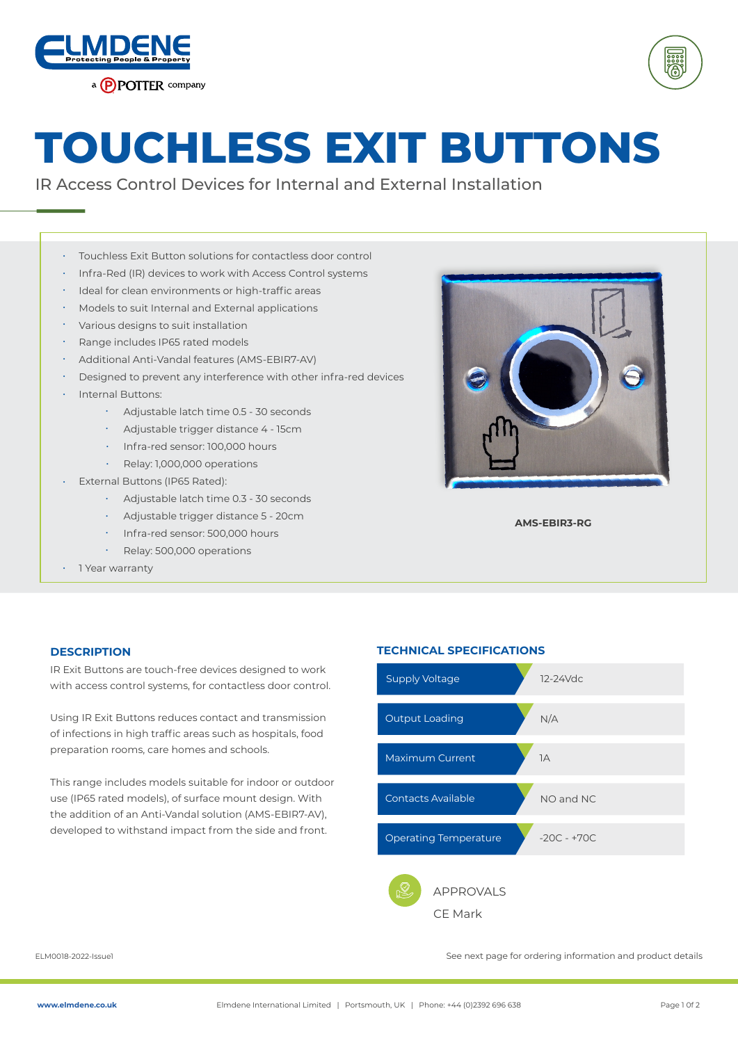# TOUCHLESS EXIT BUTTONS

IR Access Control Devices for Internal and External Installation

- Touchless Exit Button solutions for contactless door control
- Infra-Red (IR) devices to work with Access Control systems
- Ideal for clean environments or high-traffic areas
- Models to suit Internal and External applications
- Various designs to suit installation
- Range includes IP65 rated models
- Additional Anti-Vandal features (AMS-EBIR7-AV)
- Designed to prevent any interference with other infra-red devices
- Internal Buttons:
    - Adjustable latch time 0.5 - 30 seconds
    - Adjustable trigger distance 4 - 15cm
    - Infra-red sensor: 100,000 hours
    - Relay: 1,000,000 operations
- External Buttons (IP65 Rated):
    - Adjustable latch time 0.3 - 30 seconds
    - Adjustable trigger distance 5 - 20cm
    - Infra-red sensor: 500,000 hours
    - Relay: 500,000 operations
- 1 Year warranty

**AMS-EBIR3-RG**

## DESCRIPTION

IR Exit Buttons are touch-free devices designed to work with access control systems, for contactless door control.

Using IR Exit Buttons reduces contact and transmission of infections in high traffic areas such as hospitals, food preparation rooms, care homes and schools.

This range includes models suitable for indoor or outdoor use (IP65 rated models), of surface mount design. With the addition of an Anti-Vandal solution (AMS-EBIR7-AV), developed to withstand impact from the side and front.

## TECHNICAL SPECIFICATIONS

| | |
|---|---|
| Supply Voltage | 12-24Vdc |
| Output Loading | N/A |
| Maximum Current | 1A |
| Contacts Available | NO and NC |
| Operating Temperature | -20C - +70C |

APPROVALS

CE Mark

ELM0018-2022-Issue1

See next page for ordering information and product details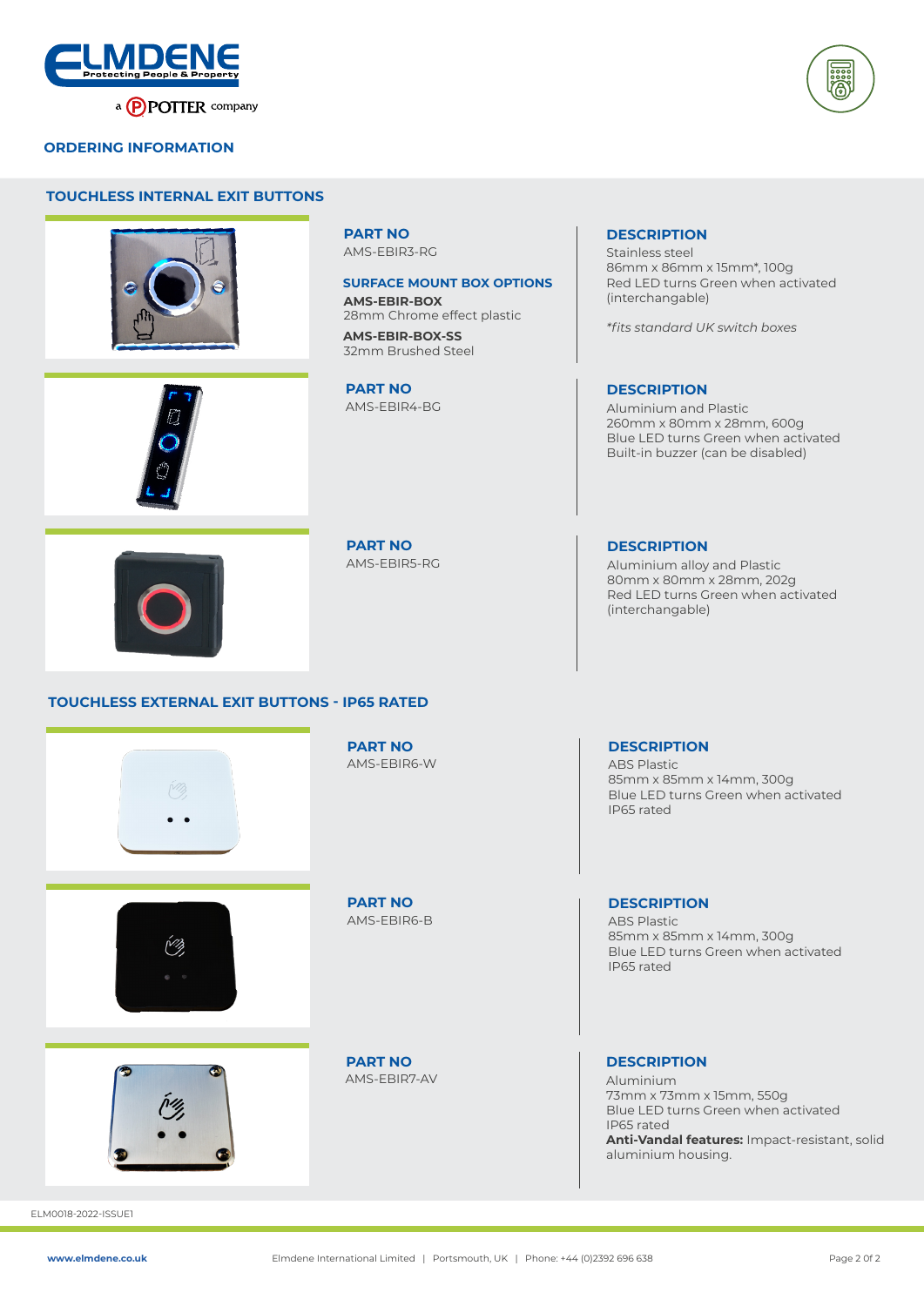## ORDERING INFORMATION

### TOUCHLESS INTERNAL EXIT BUTTONS

**PART NO**
AMS-EBIR3-RG

**SURFACE MOUNT BOX OPTIONS**

**AMS-EBIR-BOX**
28mm Chrome effect plastic

**AMS-EBIR-BOX-SS**
32mm Brushed Steel

**DESCRIPTION**
Stainless steel
86mm x 86mm x 15mm*, 100g
Red LED turns Green when activated
(interchangable)

*\*fits standard UK switch boxes*

**PART NO**
AMS-EBIR4-BG

**DESCRIPTION**
Aluminium and Plastic
260mm x 80mm x 28mm, 600g
Blue LED turns Green when activated
Built-in buzzer (can be disabled)

**PART NO**
AMS-EBIR5-RG

**DESCRIPTION**
Aluminium alloy and Plastic
80mm x 80mm x 28mm, 202g
Red LED turns Green when activated
(interchangable)

### TOUCHLESS EXTERNAL EXIT BUTTONS - IP65 RATED

**PART NO**
AMS-EBIR6-W

**DESCRIPTION**
ABS Plastic
85mm x 85mm x 14mm, 300g
Blue LED turns Green when activated
IP65 rated

**PART NO**
AMS-EBIR6-B

**DESCRIPTION**
ABS Plastic
85mm x 85mm x 14mm, 300g
Blue LED turns Green when activated
IP65 rated

**PART NO**
AMS-EBIR7-AV

**DESCRIPTION**
Aluminium
73mm x 73mm x 15mm, 550g
Blue LED turns Green when activated
IP65 rated
**Anti-Vandal features:** Impact-resistant, solid aluminium housing.

ELM0018-2022-ISSUE1

www.elmdene.co.uk | Elmdene International Limited | Portsmouth, UK | Phone: +44 (0)2392 696 638